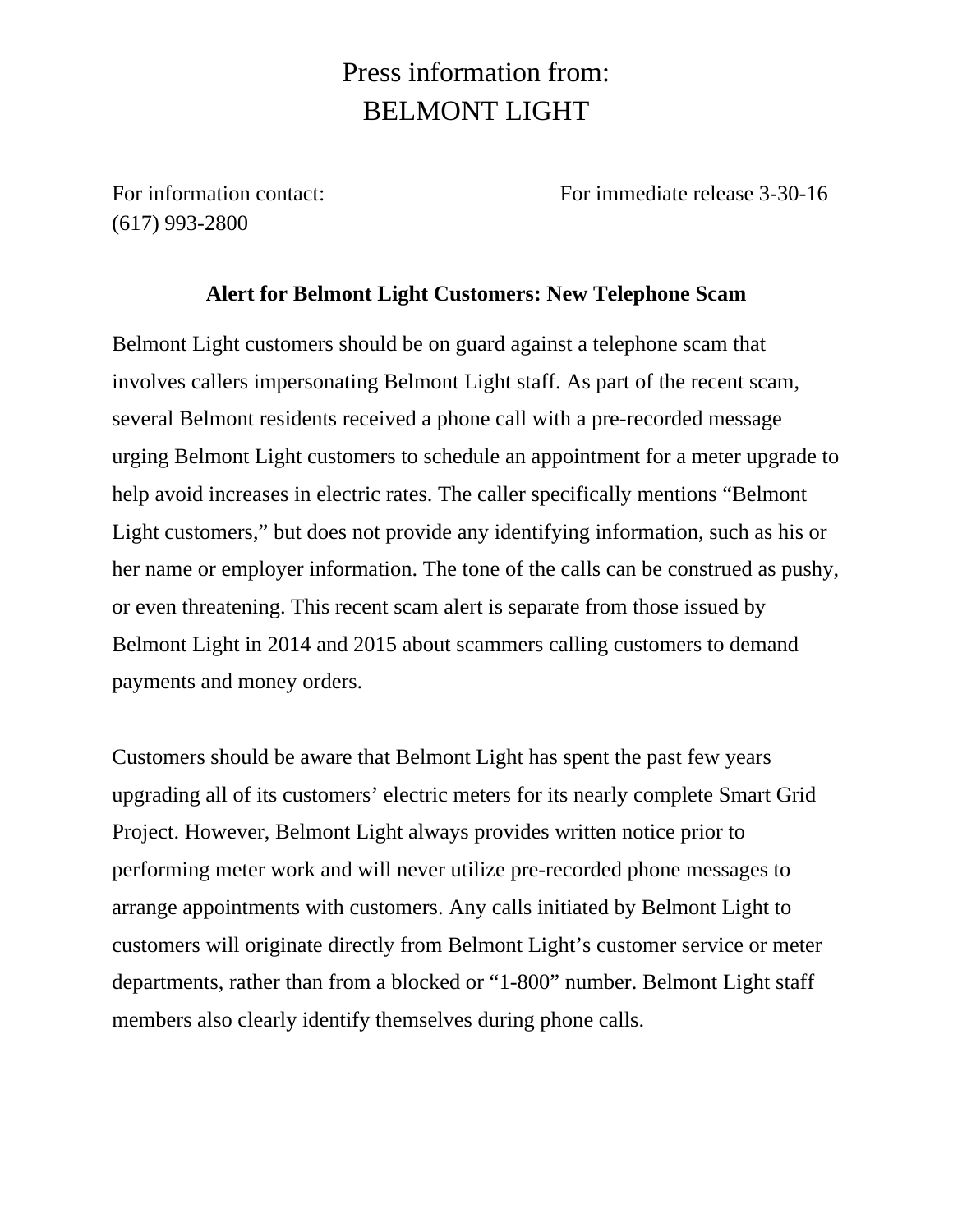# Press information from:
# BELMONT LIGHT

For information contact: (617) 993-2800

For immediate release 3-30-16

**Alert for Belmont Light Customers: New Telephone Scam**

Belmont Light customers should be on guard against a telephone scam that involves callers impersonating Belmont Light staff. As part of the recent scam, several Belmont residents received a phone call with a pre-recorded message urging Belmont Light customers to schedule an appointment for a meter upgrade to help avoid increases in electric rates. The caller specifically mentions "Belmont Light customers," but does not provide any identifying information, such as his or her name or employer information. The tone of the calls can be construed as pushy, or even threatening. This recent scam alert is separate from those issued by Belmont Light in 2014 and 2015 about scammers calling customers to demand payments and money orders.

Customers should be aware that Belmont Light has spent the past few years upgrading all of its customers' electric meters for its nearly complete Smart Grid Project. However, Belmont Light always provides written notice prior to performing meter work and will never utilize pre-recorded phone messages to arrange appointments with customers. Any calls initiated by Belmont Light to customers will originate directly from Belmont Light's customer service or meter departments, rather than from a blocked or "1-800" number. Belmont Light staff members also clearly identify themselves during phone calls.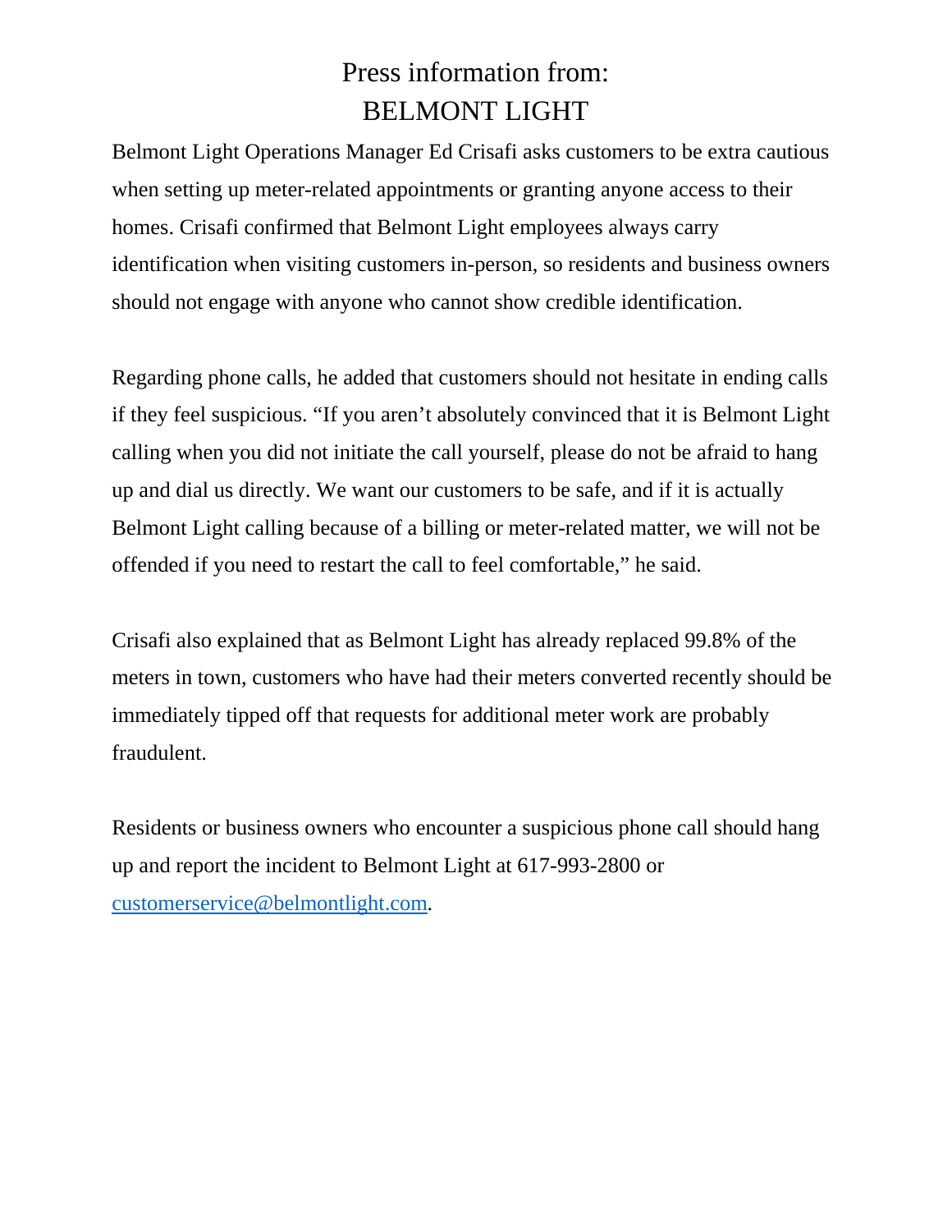# Press information from:
# BELMONT LIGHT

Belmont Light Operations Manager Ed Crisafi asks customers to be extra cautious when setting up meter-related appointments or granting anyone access to their homes. Crisafi confirmed that Belmont Light employees always carry identification when visiting customers in-person, so residents and business owners should not engage with anyone who cannot show credible identification.

Regarding phone calls, he added that customers should not hesitate in ending calls if they feel suspicious. "If you aren't absolutely convinced that it is Belmont Light calling when you did not initiate the call yourself, please do not be afraid to hang up and dial us directly. We want our customers to be safe, and if it is actually Belmont Light calling because of a billing or meter-related matter, we will not be offended if you need to restart the call to feel comfortable," he said.

Crisafi also explained that as Belmont Light has already replaced 99.8% of the meters in town, customers who have had their meters converted recently should be immediately tipped off that requests for additional meter work are probably fraudulent.

Residents or business owners who encounter a suspicious phone call should hang up and report the incident to Belmont Light at 617-993-2800 or customerservice@belmontlight.com.